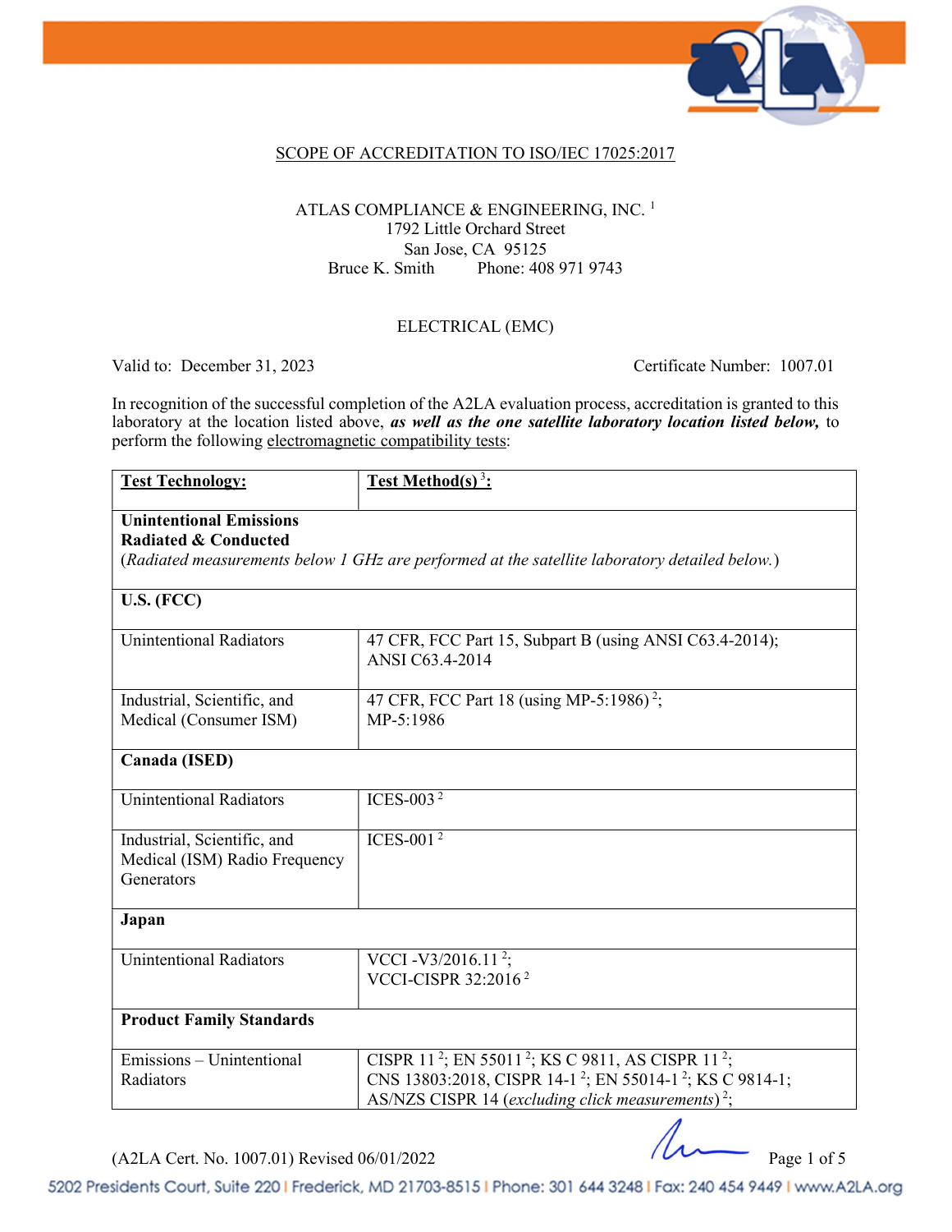SCOPE OF ACCREDITATION TO ISO/IEC 17025:2017

ATLAS COMPLIANCE & ENGINEERING, INC. [1]
1792 Little Orchard Street
San Jose, CA 95125
Bruce K. Smith Phone: 408 971 9743

ELECTRICAL (EMC)

Valid to: December 31, 2023 Certificate Number: 1007.01

In recognition of the successful completion of the A2LA evaluation process, accreditation is granted to this laboratory at the location listed above, ***as well as the one satellite laboratory location listed below,*** to perform the following electromagnetic compatibility tests:

| **Test Technology:** | **Test Method(s)** [3]**:** |
|---|---|
| **Unintentional Emissions Radiated & Conducted** (*Radiated measurements below 1 GHz are performed at the satellite laboratory detailed below.*) | |
| **U.S. (FCC)** | |
| Unintentional Radiators | 47 CFR, FCC Part 15, Subpart B (using ANSI C63.4-2014); ANSI C63.4-2014 |
| Industrial, Scientific, and Medical (Consumer ISM) | 47 CFR, FCC Part 18 (using MP-5:1986) [2]; MP-5:1986 |
| **Canada (ISED)** | |
| Unintentional Radiators | ICES-003 [2] |
| Industrial, Scientific, and Medical (ISM) Radio Frequency Generators | ICES-001 [2] |
| **Japan** | |
| Unintentional Radiators | VCCI -V3/2016.11 [2]; VCCI-CISPR 32:2016 [2] |
| **Product Family Standards** | |
| Emissions – Unintentional Radiators | CISPR 11 [2]; EN 55011 [2]; KS C 9811, AS CISPR 11 [2]; CNS 13803:2018, CISPR 14-1 [2]; EN 55014-1 [2]; KS C 9814-1; AS/NZS CISPR 14 (*excluding click measurements*) [2]; |

(A2LA Cert. No. 1007.01) Revised 06/01/2022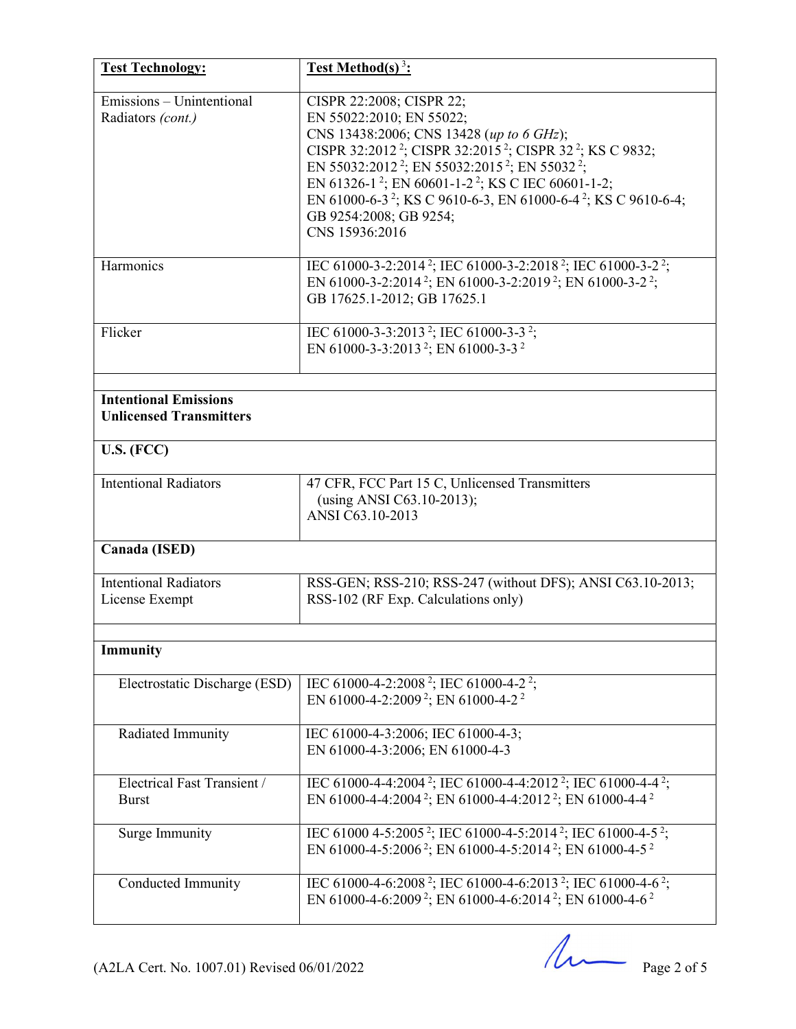| **Test Technology:** | **Test Method(s)** [3]**:** |
|---|---|
| Emissions – Unintentional Radiators *(cont.)* | CISPR 22:2008; CISPR 22; EN 55022:2010; EN 55022; CNS 13438:2006; CNS 13428 (*up to 6 GHz*); CISPR 32:2012 [2]; CISPR 32:2015 [2]; CISPR 32 [2]; KS C 9832; EN 55032:2012 [2]; EN 55032:2015 [2]; EN 55032 [2]; EN 61326-1 [2]; EN 60601-1-2 [2]; KS C IEC 60601-1-2; EN 61000-6-3 [2]; KS C 9610-6-3, EN 61000-6-4 [2]; KS C 9610-6-4; GB 9254:2008; GB 9254; CNS 15936:2016 |
| Harmonics | IEC 61000-3-2:2014 [2]; IEC 61000-3-2:2018 [2]; IEC 61000-3-2 [2]; EN 61000-3-2:2014 [2]; EN 61000-3-2:2019 [2]; EN 61000-3-2 [2]; GB 17625.1-2012; GB 17625.1 |
| Flicker | IEC 61000-3-3:2013 [2]; IEC 61000-3-3 [2]; EN 61000-3-3:2013 [2]; EN 61000-3-3 [2] |
| | |
| **Intentional Emissions Unlicensed Transmitters** | |
| **U.S. (FCC)** | |
| Intentional Radiators | 47 CFR, FCC Part 15 C, Unlicensed Transmitters (using ANSI C63.10-2013); ANSI C63.10-2013 |
| **Canada (ISED)** | |
| Intentional Radiators License Exempt | RSS-GEN; RSS-210; RSS-247 (without DFS); ANSI C63.10-2013; RSS-102 (RF Exp. Calculations only) |
| | |
| **Immunity** | |
| Electrostatic Discharge (ESD) | IEC 61000-4-2:2008 [2]; IEC 61000-4-2 [2]; EN 61000-4-2:2009 [2]; EN 61000-4-2 [2] |
| Radiated Immunity | IEC 61000-4-3:2006; IEC 61000-4-3; EN 61000-4-3:2006; EN 61000-4-3 |
| Electrical Fast Transient / Burst | IEC 61000-4-4:2004 [2]; IEC 61000-4-4:2012 [2]; IEC 61000-4-4 [2]; EN 61000-4-4:2004 [2]; EN 61000-4-4:2012 [2]; EN 61000-4-4 [2] |
| Surge Immunity | IEC 61000 4-5:2005 [2]; IEC 61000-4-5:2014 [2]; IEC 61000-4-5 [2]; EN 61000-4-5:2006 [2]; EN 61000-4-5:2014 [2]; EN 61000-4-5 [2] |
| Conducted Immunity | IEC 61000-4-6:2008 [2]; IEC 61000-4-6:2013 [2]; IEC 61000-4-6 [2]; EN 61000-4-6:2009 [2]; EN 61000-4-6:2014 [2]; EN 61000-4-6 [2] |

(A2LA Cert. No. 1007.01) Revised 06/01/2022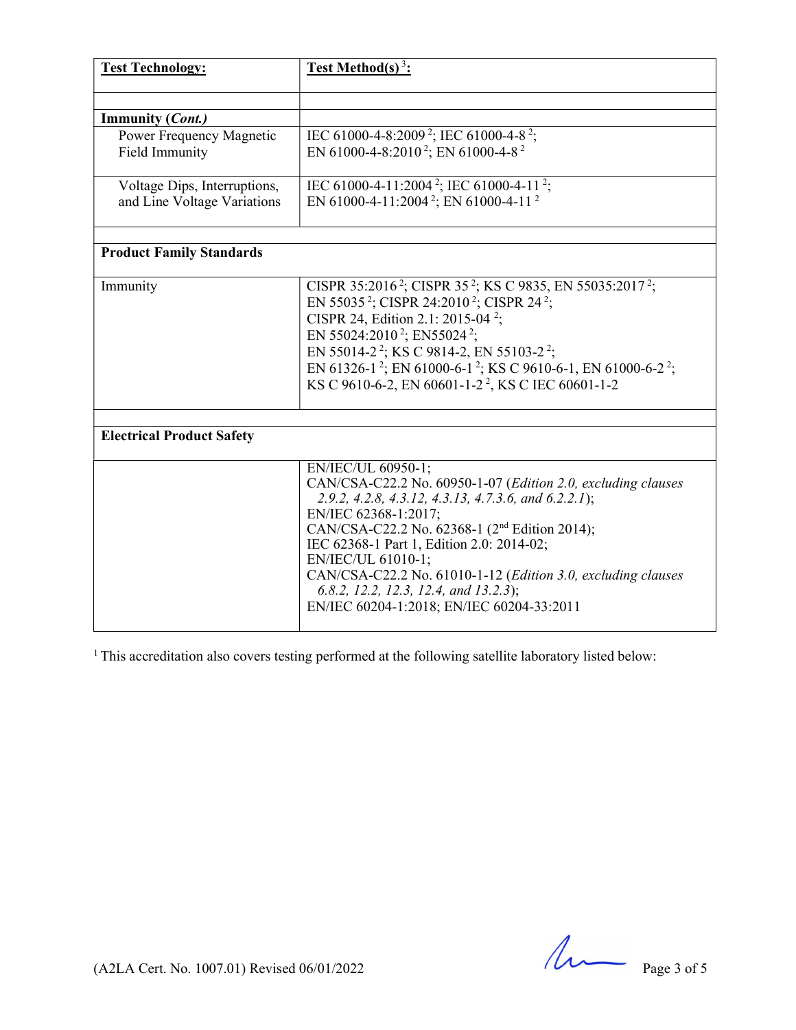| **Test Technology:** | **Test Method(s)** [3]**:** |
|---|---|
| | |
| **Immunity (*Cont.*)** | |
| Power Frequency Magnetic Field Immunity | IEC 61000-4-8:2009 [2]; IEC 61000-4-8 [2]; EN 61000-4-8:2010 [2]; EN 61000-4-8 [2] |
| Voltage Dips, Interruptions, and Line Voltage Variations | IEC 61000-4-11:2004 [2]; IEC 61000-4-11 [2]; EN 61000-4-11:2004 [2]; EN 61000-4-11 [2] |
| | |
| **Product Family Standards** | |
| Immunity | CISPR 35:2016 [2]; CISPR 35 [2]; KS C 9835, EN 55035:2017 [2]; EN 55035 [2]; CISPR 24:2010 [2]; CISPR 24 [2]; CISPR 24, Edition 2.1: 2015-04 [2]; EN 55024:2010 [2]; EN55024 [2]; EN 55014-2 [2]; KS C 9814-2, EN 55103-2 [2]; EN 61326-1 [2]; EN 61000-6-1 [2]; KS C 9610-6-1, EN 61000-6-2 [2]; KS C 9610-6-2, EN 60601-1-2 [2], KS C IEC 60601-1-2 |
| | |
| **Electrical Product Safety** | |
| | EN/IEC/UL 60950-1; CAN/CSA-C22.2 No. 60950-1-07 (*Edition 2.0, excluding clauses 2.9.2, 4.2.8, 4.3.12, 4.3.13, 4.7.3.6, and 6.2.2.1*); EN/IEC 62368-1:2017; CAN/CSA-C22.2 No. 62368-1 (2nd Edition 2014); IEC 62368-1 Part 1, Edition 2.0: 2014-02; EN/IEC/UL 61010-1; CAN/CSA-C22.2 No. 61010-1-12 (*Edition 3.0, excluding clauses 6.8.2, 12.2, 12.3, 12.4, and 13.2.3*); EN/IEC 60204-1:2018; EN/IEC 60204-33:2011 |

[1] This accreditation also covers testing performed at the following satellite laboratory listed below:

(A2LA Cert. No. 1007.01) Revised 06/01/2022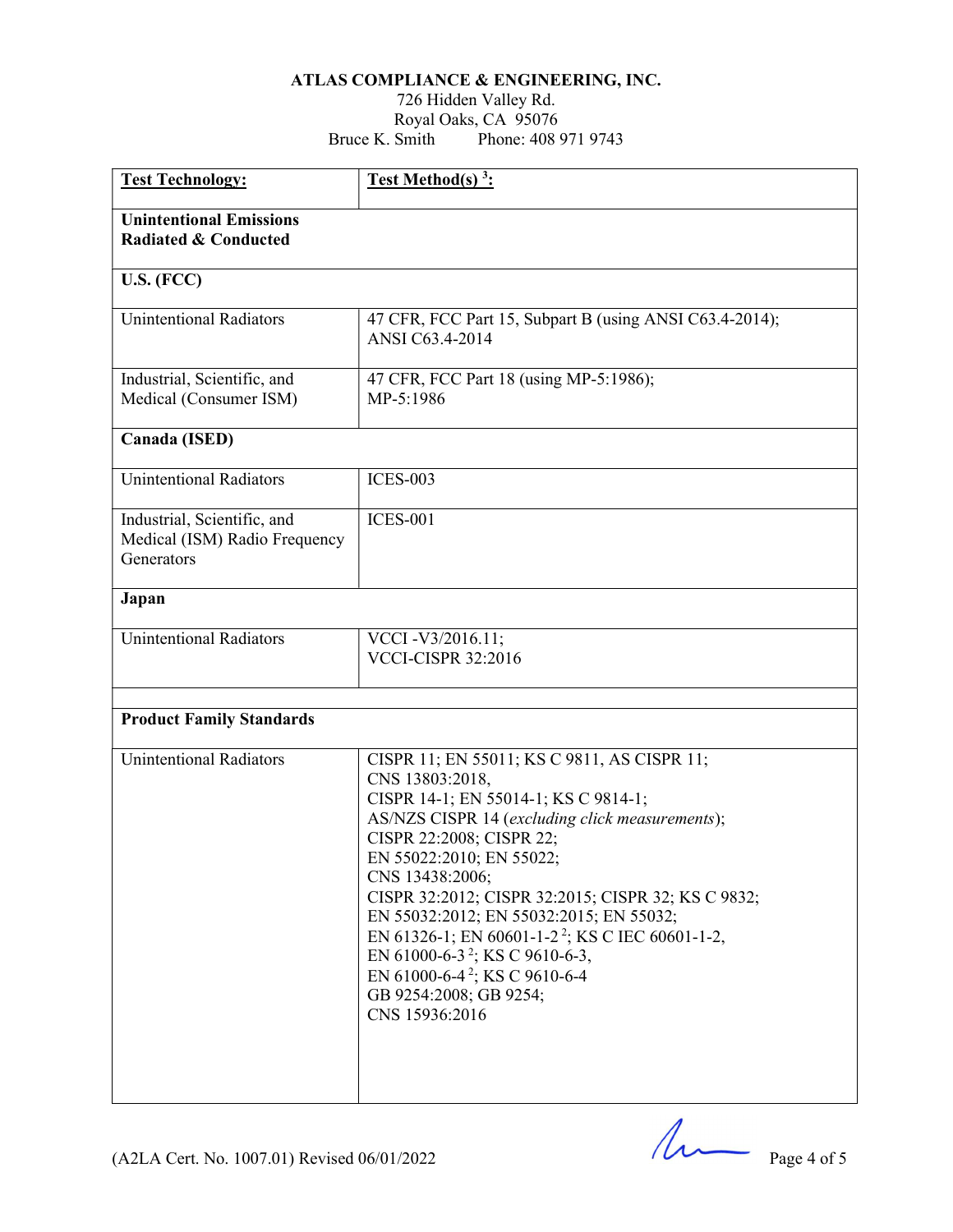**ATLAS COMPLIANCE & ENGINEERING, INC.**
726 Hidden Valley Rd.
Royal Oaks, CA 95076
Bruce K. Smith Phone: 408 971 9743

| Test Technology: | Test Method(s) [3]: |
|---|---|
| **Unintentional Emissions Radiated & Conducted** | |
| **U.S. (FCC)** | |
| Unintentional Radiators | 47 CFR, FCC Part 15, Subpart B (using ANSI C63.4-2014); ANSI C63.4-2014 |
| Industrial, Scientific, and Medical (Consumer ISM) | 47 CFR, FCC Part 18 (using MP-5:1986); MP-5:1986 |
| **Canada (ISED)** | |
| Unintentional Radiators | ICES-003 |
| Industrial, Scientific, and Medical (ISM) Radio Frequency Generators | ICES-001 |
| **Japan** | |
| Unintentional Radiators | VCCI -V3/2016.11; VCCI-CISPR 32:2016 |
| | |
| **Product Family Standards** | |
| Unintentional Radiators | CISPR 11; EN 55011; KS C 9811, AS CISPR 11; CNS 13803:2018, CISPR 14-1; EN 55014-1; KS C 9814-1; AS/NZS CISPR 14 (*excluding click measurements*); CISPR 22:2008; CISPR 22; EN 55022:2010; EN 55022; CNS 13438:2006; CISPR 32:2012; CISPR 32:2015; CISPR 32; KS C 9832; EN 55032:2012; EN 55032:2015; EN 55032; EN 61326-1; EN 60601-1-2 [2]; KS C IEC 60601-1-2, EN 61000-6-3 [2]; KS C 9610-6-3, EN 61000-6-4 [2]; KS C 9610-6-4 GB 9254:2008; GB 9254; CNS 15936:2016 |

(A2LA Cert. No. 1007.01) Revised 06/01/2022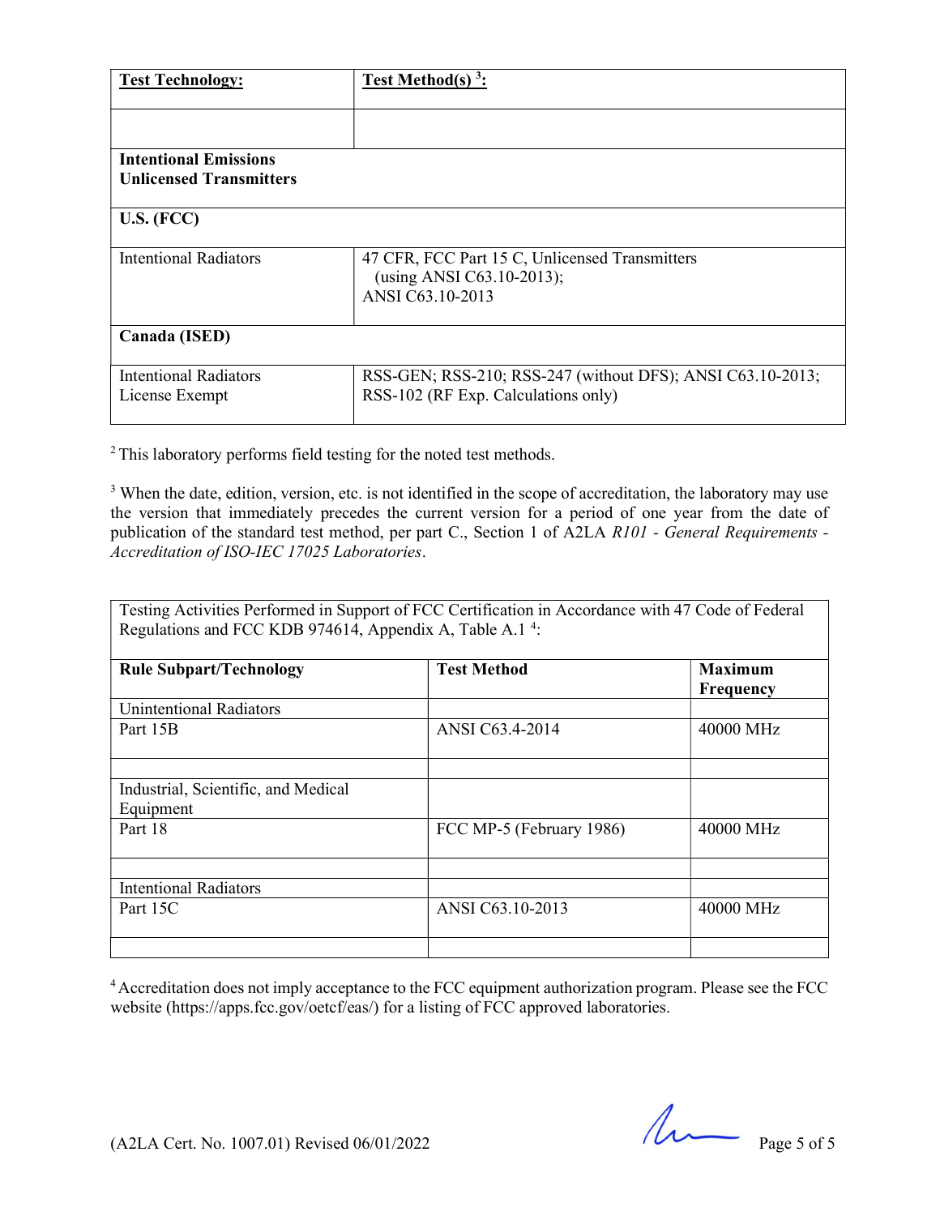| **Test Technology:** | **Test Method(s) [3]:** |
|---|---|
| | |
| **Intentional Emissions Unlicensed Transmitters** | |
| **U.S. (FCC)** | |
| Intentional Radiators | 47 CFR, FCC Part 15 C, Unlicensed Transmitters (using ANSI C63.10-2013); ANSI C63.10-2013 |
| **Canada (ISED)** | |
| Intentional Radiators License Exempt | RSS-GEN; RSS-210; RSS-247 (without DFS); ANSI C63.10-2013; RSS-102 (RF Exp. Calculations only) |

[2] This laboratory performs field testing for the noted test methods.

[3] When the date, edition, version, etc. is not identified in the scope of accreditation, the laboratory may use the version that immediately precedes the current version for a period of one year from the date of publication of the standard test method, per part C., Section 1 of A2LA *R101 - General Requirements - Accreditation of ISO-IEC 17025 Laboratories*.

Testing Activities Performed in Support of FCC Certification in Accordance with 47 Code of Federal Regulations and FCC KDB 974614, Appendix A, Table A.1 [4]:

| **Rule Subpart/Technology** | **Test Method** | **Maximum Frequency** |
|---|---|---|
| Unintentional Radiators | | |
| Part 15B | ANSI C63.4-2014 | 40000 MHz |
| | | |
| Industrial, Scientific, and Medical Equipment | | |
| Part 18 | FCC MP-5 (February 1986) | 40000 MHz |
| | | |
| Intentional Radiators | | |
| Part 15C | ANSI C63.10-2013 | 40000 MHz |
| | | |

[4] Accreditation does not imply acceptance to the FCC equipment authorization program. Please see the FCC website (https://apps.fcc.gov/oetcf/eas/) for a listing of FCC approved laboratories.

(A2LA Cert. No. 1007.01) Revised 06/01/2022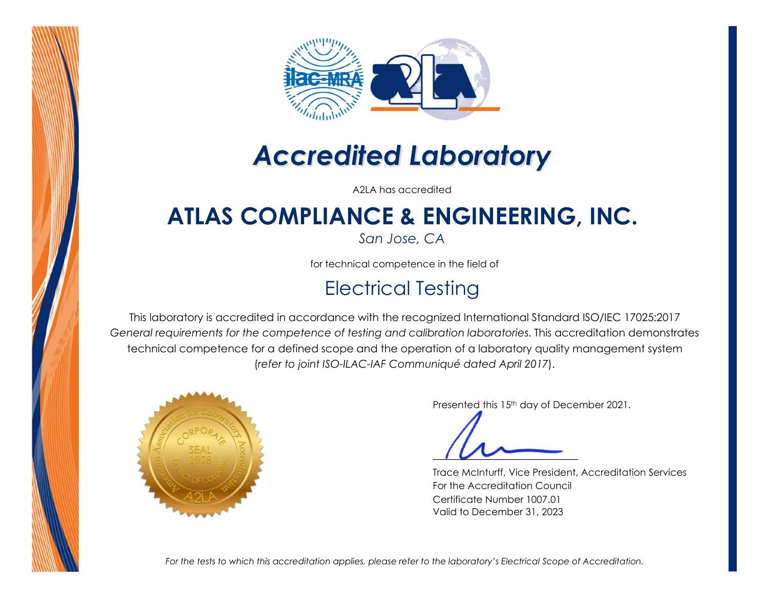# Accredited Laboratory

A2LA has accredited

## ATLAS COMPLIANCE & ENGINEERING, INC.

*San Jose, CA*

for technical competence in the field of

## Electrical Testing

This laboratory is accredited in accordance with the recognized International Standard ISO/IEC 17025:2017 *General requirements for the competence of testing and calibration laboratories*. This accreditation demonstrates technical competence for a defined scope and the operation of a laboratory quality management system (*refer to joint ISO-ILAC-IAF Communiqué dated April 2017*).

Presented this 15th day of December 2021.

Trace McInturff, Vice President, Accreditation Services
For the Accreditation Council
Certificate Number 1007.01
Valid to December 31, 2023

*For the tests to which this accreditation applies, please refer to the laboratory's Electrical Scope of Accreditation.*